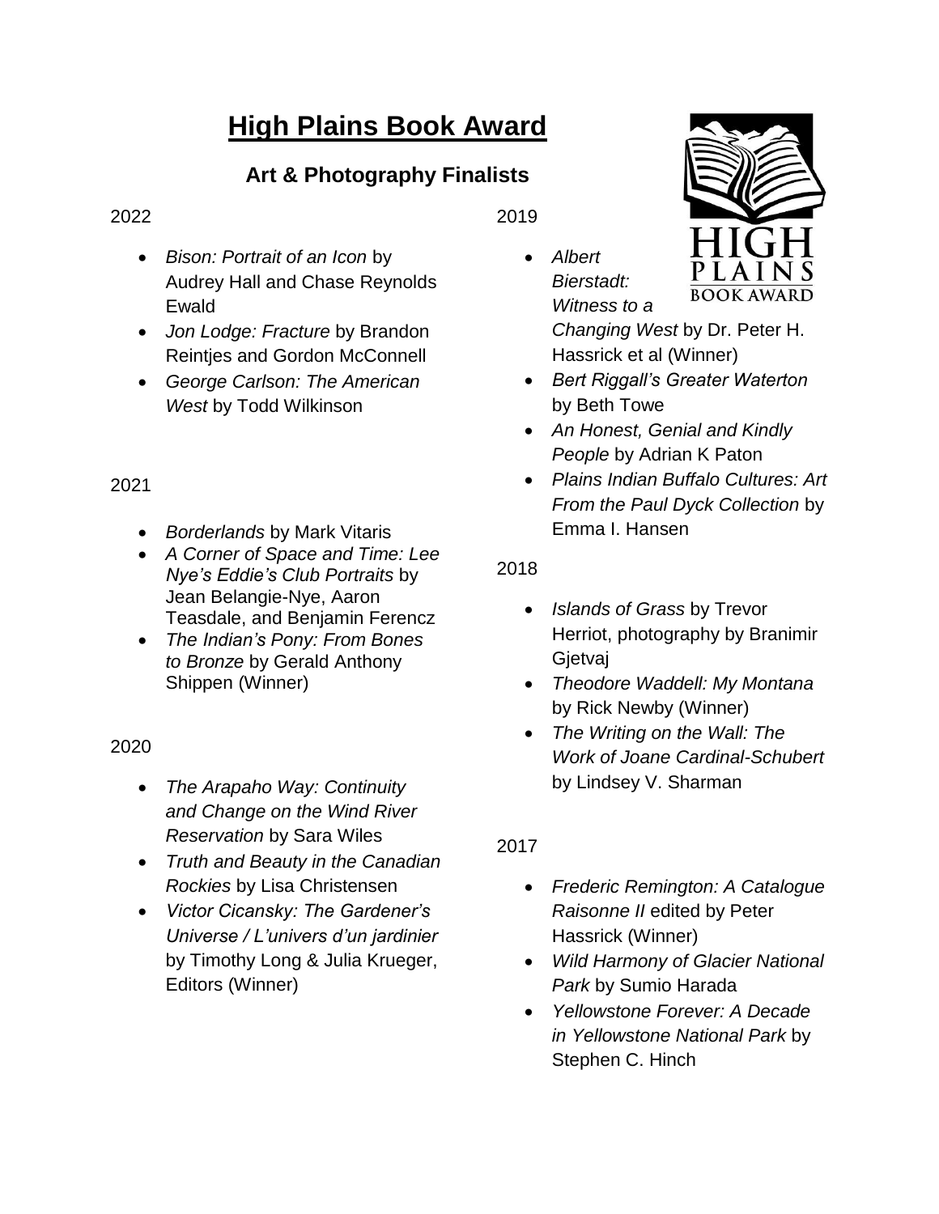# High Plains Book Award

## Art & Photography Finalists

2022

- *Bison: Portrait of an Icon* by Audrey Hall and Chase Reynolds Ewald
- *Jon Lodge: Fracture* by Brandon Reintjes and Gordon McConnell
- *George Carlson: The American West* by Todd Wilkinson

2021

- *Borderlands* by Mark Vitaris
- *A Corner of Space and Time: Lee Nye's Eddie's Club Portraits* by Jean Belangie-Nye, Aaron Teasdale, and Benjamin Ferencz
- *The Indian's Pony: From Bones to Bronze* by Gerald Anthony Shippen (Winner)

2020

- *The Arapaho Way: Continuity and Change on the Wind River Reservation* by Sara Wiles
- *Truth and Beauty in the Canadian Rockies* by Lisa Christensen
- *Victor Cicansky: The Gardener's Universe / L'univers d'un jardinier* by Timothy Long & Julia Krueger, Editors (Winner)

2019

- *Albert Bierstadt: Witness to a Changing West* by Dr. Peter H. Hassrick et al (Winner)
- *Bert Riggall's Greater Waterton* by Beth Towe
- *An Honest, Genial and Kindly People* by Adrian K Paton
- *Plains Indian Buffalo Cultures: Art From the Paul Dyck Collection* by Emma I. Hansen

2018

- *Islands of Grass* by Trevor Herriot, photography by Branimir Gjetvaj
- *Theodore Waddell: My Montana* by Rick Newby (Winner)
- *The Writing on the Wall: The Work of Joane Cardinal-Schubert* by Lindsey V. Sharman

2017

- *Frederic Remington: A Catalogue Raisonne II* edited by Peter Hassrick (Winner)
- *Wild Harmony of Glacier National Park* by Sumio Harada
- *Yellowstone Forever: A Decade in Yellowstone National Park* by Stephen C. Hinch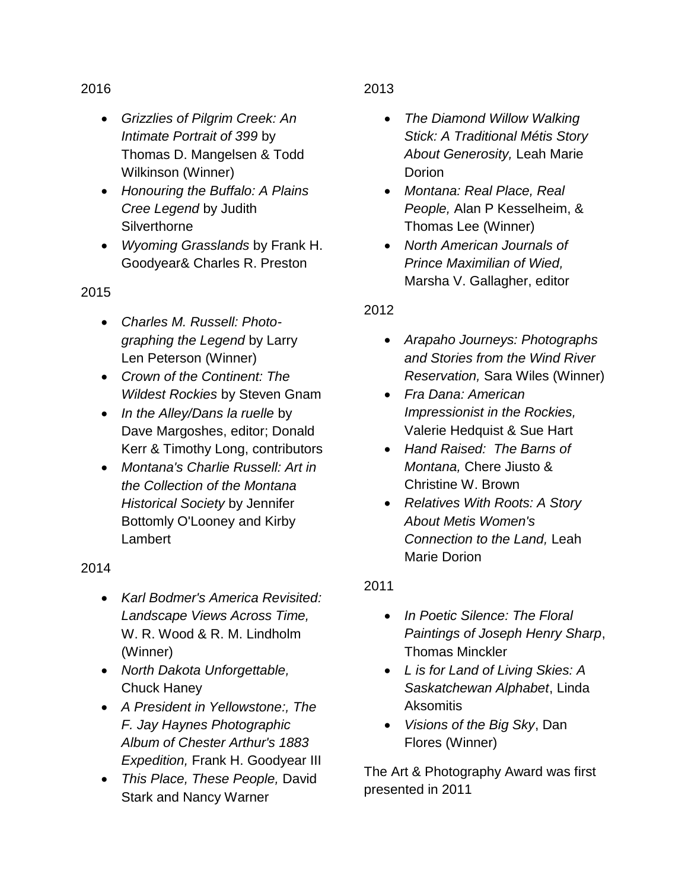2016

- *Grizzlies of Pilgrim Creek: An Intimate Portrait of 399* by Thomas D. Mangelsen & Todd Wilkinson (Winner)
- *Honouring the Buffalo: A Plains Cree Legend* by Judith Silverthorne
- *Wyoming Grasslands* by Frank H. Goodyear& Charles R. Preston

2015

- *Charles M. Russell: Photo-graphing the Legend* by Larry Len Peterson (Winner)
- *Crown of the Continent: The Wildest Rockies* by Steven Gnam
- *In the Alley/Dans la ruelle* by Dave Margoshes, editor; Donald Kerr & Timothy Long, contributors
- *Montana's Charlie Russell: Art in the Collection of the Montana Historical Society* by Jennifer Bottomly O'Looney and Kirby Lambert

2014

- *Karl Bodmer's America Revisited: Landscape Views Across Time,* W. R. Wood & R. M. Lindholm (Winner)
- *North Dakota Unforgettable,* Chuck Haney
- *A President in Yellowstone:, The F. Jay Haynes Photographic Album of Chester Arthur's 1883 Expedition,* Frank H. Goodyear III
- *This Place, These People,* David Stark and Nancy Warner

2013

- *The Diamond Willow Walking Stick: A Traditional Métis Story About Generosity,* Leah Marie Dorion
- *Montana: Real Place, Real People,* Alan P Kesselheim, & Thomas Lee (Winner)
- *North American Journals of Prince Maximilian of Wied,* Marsha V. Gallagher, editor

2012

- *Arapaho Journeys: Photographs and Stories from the Wind River Reservation,* Sara Wiles (Winner)
- *Fra Dana: American Impressionist in the Rockies,* Valerie Hedquist & Sue Hart
- *Hand Raised: The Barns of Montana,* Chere Jiusto & Christine W. Brown
- *Relatives With Roots: A Story About Metis Women's Connection to the Land,* Leah Marie Dorion

2011

- *In Poetic Silence: The Floral Paintings of Joseph Henry Sharp*, Thomas Minckler
- *L is for Land of Living Skies: A Saskatchewan Alphabet*, Linda Aksomitis
- *Visions of the Big Sky*, Dan Flores (Winner)

The Art & Photography Award was first presented in 2011